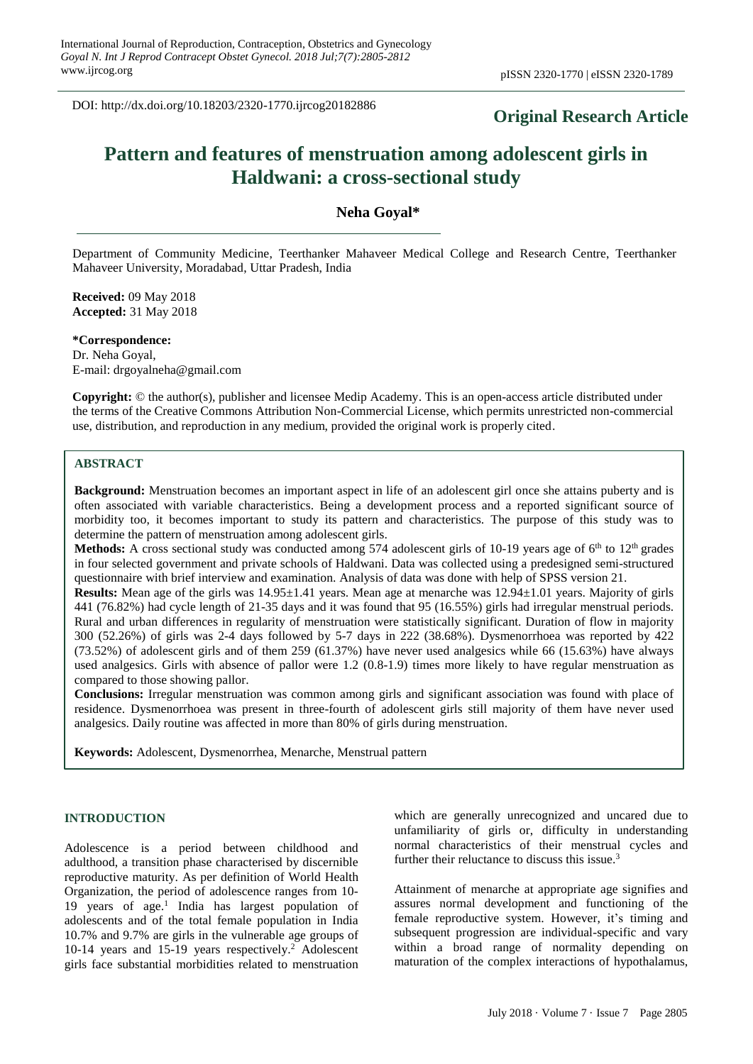DOI: http://dx.doi.org/10.18203/2320-1770.ijrcog20182886

**Original Research Article**

# Pattern and features of menstruation among adolescent girls in Haldwani: a cross-sectional study

**Neha Goyal***

Department of Community Medicine, Teerthanker Mahaveer Medical College and Research Centre, Teerthanker Mahaveer University, Moradabad, Uttar Pradesh, India

**Received:** 09 May 2018
**Accepted:** 31 May 2018

**\*Correspondence:**
Dr. Neha Goyal,
E-mail: drgoyalneha@gmail.com

**Copyright:** © the author(s), publisher and licensee Medip Academy. This is an open-access article distributed under the terms of the Creative Commons Attribution Non-Commercial License, which permits unrestricted non-commercial use, distribution, and reproduction in any medium, provided the original work is properly cited.

## ABSTRACT

**Background:** Menstruation becomes an important aspect in life of an adolescent girl once she attains puberty and is often associated with variable characteristics. Being a development process and a reported significant source of morbidity too, it becomes important to study its pattern and characteristics. The purpose of this study was to determine the pattern of menstruation among adolescent girls.

**Methods:** A cross sectional study was conducted among 574 adolescent girls of 10-19 years age of 6th to 12th grades in four selected government and private schools of Haldwani. Data was collected using a predesigned semi-structured questionnaire with brief interview and examination. Analysis of data was done with help of SPSS version 21.

**Results:** Mean age of the girls was 14.95±1.41 years. Mean age at menarche was 12.94±1.01 years. Majority of girls 441 (76.82%) had cycle length of 21-35 days and it was found that 95 (16.55%) girls had irregular menstrual periods. Rural and urban differences in regularity of menstruation were statistically significant. Duration of flow in majority 300 (52.26%) of girls was 2-4 days followed by 5-7 days in 222 (38.68%). Dysmenorrhoea was reported by 422 (73.52%) of adolescent girls and of them 259 (61.37%) have never used analgesics while 66 (15.63%) have always used analgesics. Girls with absence of pallor were 1.2 (0.8-1.9) times more likely to have regular menstruation as compared to those showing pallor.

**Conclusions:** Irregular menstruation was common among girls and significant association was found with place of residence. Dysmenorrhoea was present in three-fourth of adolescent girls still majority of them have never used analgesics. Daily routine was affected in more than 80% of girls during menstruation.

**Keywords:** Adolescent, Dysmenorrhea, Menarche, Menstrual pattern

## INTRODUCTION

Adolescence is a period between childhood and adulthood, a transition phase characterised by discernible reproductive maturity. As per definition of World Health Organization, the period of adolescence ranges from 10-19 years of age.[1] India has largest population of adolescents and of the total female population in India 10.7% and 9.7% are girls in the vulnerable age groups of 10-14 years and 15-19 years respectively.[2] Adolescent girls face substantial morbidities related to menstruation which are generally unrecognized and uncared due to unfamiliarity of girls or, difficulty in understanding normal characteristics of their menstrual cycles and further their reluctance to discuss this issue.[3]

Attainment of menarche at appropriate age signifies and assures normal development and functioning of the female reproductive system. However, it's timing and subsequent progression are individual-specific and vary within a broad range of normality depending on maturation of the complex interactions of hypothalamus,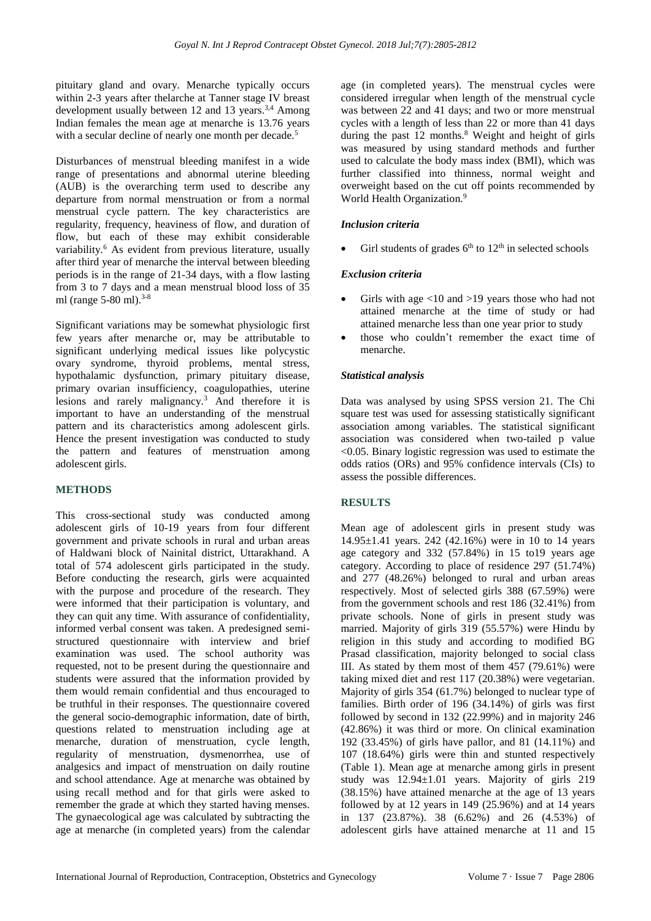pituitary gland and ovary. Menarche typically occurs within 2-3 years after thelarche at Tanner stage IV breast development usually between 12 and 13 years.[3,4] Among Indian females the mean age at menarche is 13.76 years with a secular decline of nearly one month per decade.[5]

Disturbances of menstrual bleeding manifest in a wide range of presentations and abnormal uterine bleeding (AUB) is the overarching term used to describe any departure from normal menstruation or from a normal menstrual cycle pattern. The key characteristics are regularity, frequency, heaviness of flow, and duration of flow, but each of these may exhibit considerable variability.[6] As evident from previous literature, usually after third year of menarche the interval between bleeding periods is in the range of 21-34 days, with a flow lasting from 3 to 7 days and a mean menstrual blood loss of 35 ml (range 5-80 ml).[3-8]

Significant variations may be somewhat physiologic first few years after menarche or, may be attributable to significant underlying medical issues like polycystic ovary syndrome, thyroid problems, mental stress, hypothalamic dysfunction, primary pituitary disease, primary ovarian insufficiency, coagulopathies, uterine lesions and rarely malignancy.[3] And therefore it is important to have an understanding of the menstrual pattern and its characteristics among adolescent girls. Hence the present investigation was conducted to study the pattern and features of menstruation among adolescent girls.

## METHODS

This cross-sectional study was conducted among adolescent girls of 10-19 years from four different government and private schools in rural and urban areas of Haldwani block of Nainital district, Uttarakhand. A total of 574 adolescent girls participated in the study. Before conducting the research, girls were acquainted with the purpose and procedure of the research. They were informed that their participation is voluntary, and they can quit any time. With assurance of confidentiality, informed verbal consent was taken. A predesigned semi-structured questionnaire with interview and brief examination was used. The school authority was requested, not to be present during the questionnaire and students were assured that the information provided by them would remain confidential and thus encouraged to be truthful in their responses. The questionnaire covered the general socio-demographic information, date of birth, questions related to menstruation including age at menarche, duration of menstruation, cycle length, regularity of menstruation, dysmenorrhea, use of analgesics and impact of menstruation on daily routine and school attendance. Age at menarche was obtained by using recall method and for that girls were asked to remember the grade at which they started having menses. The gynaecological age was calculated by subtracting the age at menarche (in completed years) from the calendar age (in completed years). The menstrual cycles were considered irregular when length of the menstrual cycle was between 22 and 41 days; and two or more menstrual cycles with a length of less than 22 or more than 41 days during the past 12 months.[8] Weight and height of girls was measured by using standard methods and further used to calculate the body mass index (BMI), which was further classified into thinness, normal weight and overweight based on the cut off points recommended by World Health Organization.[9]

### *Inclusion criteria*

- Girl students of grades 6[th] to 12[th] in selected schools

### *Exclusion criteria*

- Girls with age <10 and >19 years those who had not attained menarche at the time of study or had attained menarche less than one year prior to study
- those who couldn't remember the exact time of menarche.

### *Statistical analysis*

Data was analysed by using SPSS version 21. The Chi square test was used for assessing statistically significant association among variables. The statistical significant association was considered when two-tailed p value <0.05. Binary logistic regression was used to estimate the odds ratios (ORs) and 95% confidence intervals (CIs) to assess the possible differences.

## RESULTS

Mean age of adolescent girls in present study was 14.95±1.41 years. 242 (42.16%) were in 10 to 14 years age category and 332 (57.84%) in 15 to19 years age category. According to place of residence 297 (51.74%) and 277 (48.26%) belonged to rural and urban areas respectively. Most of selected girls 388 (67.59%) were from the government schools and rest 186 (32.41%) from private schools. None of girls in present study was married. Majority of girls 319 (55.57%) were Hindu by religion in this study and according to modified BG Prasad classification, majority belonged to social class III. As stated by them most of them 457 (79.61%) were taking mixed diet and rest 117 (20.38%) were vegetarian. Majority of girls 354 (61.7%) belonged to nuclear type of families. Birth order of 196 (34.14%) of girls was first followed by second in 132 (22.99%) and in majority 246 (42.86%) it was third or more. On clinical examination 192 (33.45%) of girls have pallor, and 81 (14.11%) and 107 (18.64%) girls were thin and stunted respectively (Table 1). Mean age at menarche among girls in present study was 12.94±1.01 years. Majority of girls 219 (38.15%) have attained menarche at the age of 13 years followed by at 12 years in 149 (25.96%) and at 14 years in 137 (23.87%). 38 (6.62%) and 26 (4.53%) of adolescent girls have attained menarche at 11 and 15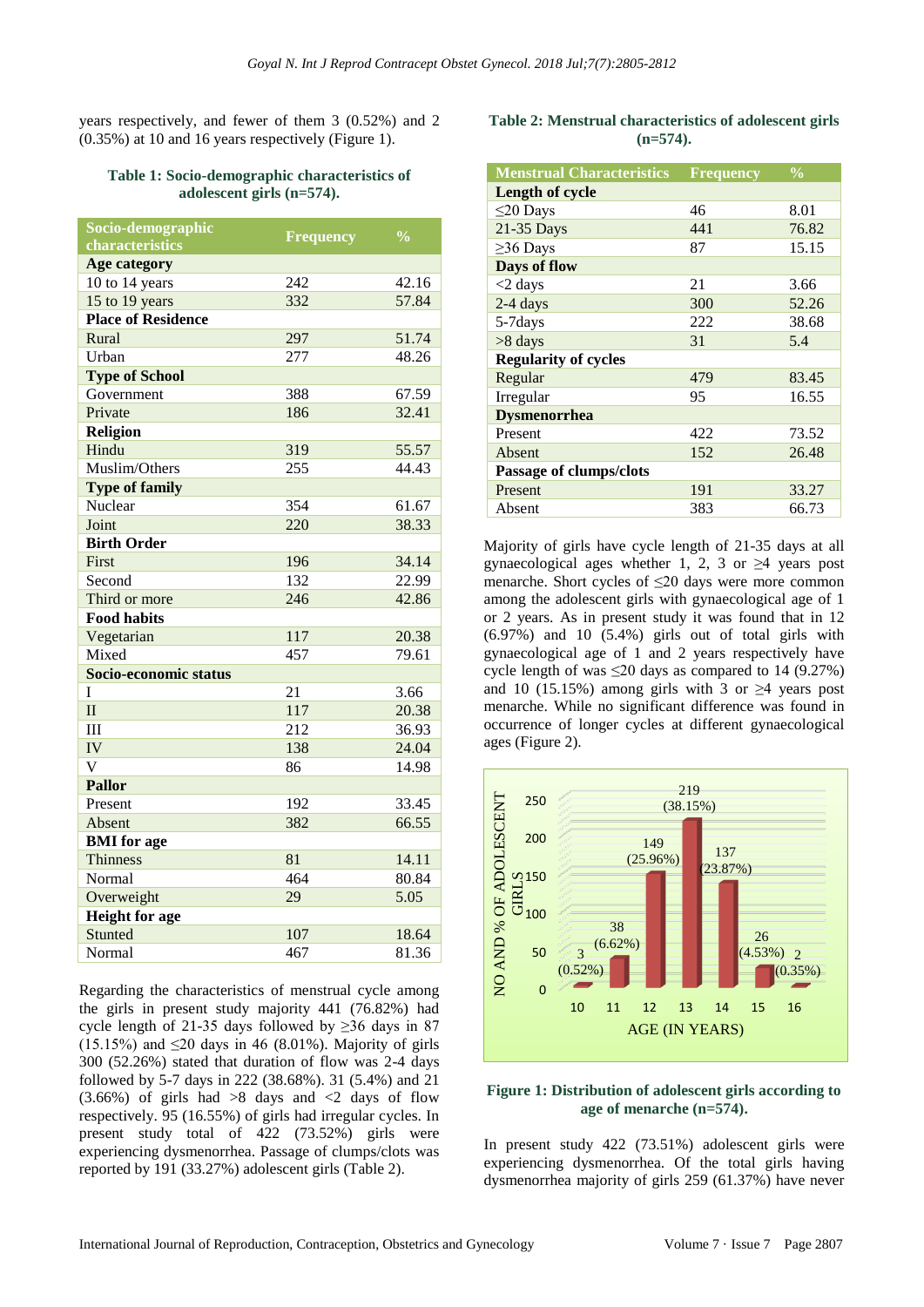years respectively, and fewer of them 3 (0.52%) and 2 (0.35%) at 10 and 16 years respectively (Figure 1).

**Table 1: Socio-demographic characteristics of adolescent girls (n=574).**

| Socio-demographic characteristics | Frequency | % |
|---|---|---|
| **Age category** | | |
| 10 to 14 years | 242 | 42.16 |
| 15 to 19 years | 332 | 57.84 |
| **Place of Residence** | | |
| Rural | 297 | 51.74 |
| Urban | 277 | 48.26 |
| **Type of School** | | |
| Government | 388 | 67.59 |
| Private | 186 | 32.41 |
| **Religion** | | |
| Hindu | 319 | 55.57 |
| Muslim/Others | 255 | 44.43 |
| **Type of family** | | |
| Nuclear | 354 | 61.67 |
| Joint | 220 | 38.33 |
| **Birth Order** | | |
| First | 196 | 34.14 |
| Second | 132 | 22.99 |
| Third or more | 246 | 42.86 |
| **Food habits** | | |
| Vegetarian | 117 | 20.38 |
| Mixed | 457 | 79.61 |
| **Socio-economic status** | | |
| I | 21 | 3.66 |
| II | 117 | 20.38 |
| III | 212 | 36.93 |
| IV | 138 | 24.04 |
| V | 86 | 14.98 |
| **Pallor** | | |
| Present | 192 | 33.45 |
| Absent | 382 | 66.55 |
| **BMI for age** | | |
| Thinness | 81 | 14.11 |
| Normal | 464 | 80.84 |
| Overweight | 29 | 5.05 |
| **Height for age** | | |
| Stunted | 107 | 18.64 |
| Normal | 467 | 81.36 |

Regarding the characteristics of menstrual cycle among the girls in present study majority 441 (76.82%) had cycle length of 21-35 days followed by ≥36 days in 87 (15.15%) and ≤20 days in 46 (8.01%). Majority of girls 300 (52.26%) stated that duration of flow was 2-4 days followed by 5-7 days in 222 (38.68%). 31 (5.4%) and 21 (3.66%) of girls had >8 days and <2 days of flow respectively. 95 (16.55%) of girls had irregular cycles. In present study total of 422 (73.52%) girls were experiencing dysmenorrhea. Passage of clumps/clots was reported by 191 (33.27%) adolescent girls (Table 2).

**Table 2: Menstrual characteristics of adolescent girls (n=574).**

| Menstrual Characteristics | Frequency | % |
|---|---|---|
| **Length of cycle** | | |
| ≤20 Days | 46 | 8.01 |
| 21-35 Days | 441 | 76.82 |
| ≥36 Days | 87 | 15.15 |
| **Days of flow** | | |
| <2 days | 21 | 3.66 |
| 2-4 days | 300 | 52.26 |
| 5-7days | 222 | 38.68 |
| >8 days | 31 | 5.4 |
| **Regularity of cycles** | | |
| Regular | 479 | 83.45 |
| Irregular | 95 | 16.55 |
| **Dysmenorrhea** | | |
| Present | 422 | 73.52 |
| Absent | 152 | 26.48 |
| **Passage of clumps/clots** | | |
| Present | 191 | 33.27 |
| Absent | 383 | 66.73 |

Majority of girls have cycle length of 21-35 days at all gynaecological ages whether 1, 2, 3 or ≥4 years post menarche. Short cycles of ≤20 days were more common among the adolescent girls with gynaecological age of 1 or 2 years. As in present study it was found that in 12 (6.97%) and 10 (5.4%) girls out of total girls with gynaecological age of 1 and 2 years respectively have cycle length of was ≤20 days as compared to 14 (9.27%) and 10 (15.15%) among girls with 3 or ≥4 years post menarche. While no significant difference was found in occurrence of longer cycles at different gynaecological ages (Figure 2).

| Age (in years) | No. of adolescent girls | % |
|---|---|---|
| 10 | 3 | 0.52 |
| 11 | 38 | 6.62 |
| 12 | 149 | 25.96 |
| 13 | 219 | 38.15 |
| 14 | 137 | 23.87 |
| 15 | 26 | 4.53 |
| 16 | 2 | 0.35 |

**Figure 1: Distribution of adolescent girls according to age of menarche (n=574).**

In present study 422 (73.51%) adolescent girls were experiencing dysmenorrhea. Of the total girls having dysmenorrhea majority of girls 259 (61.37%) have never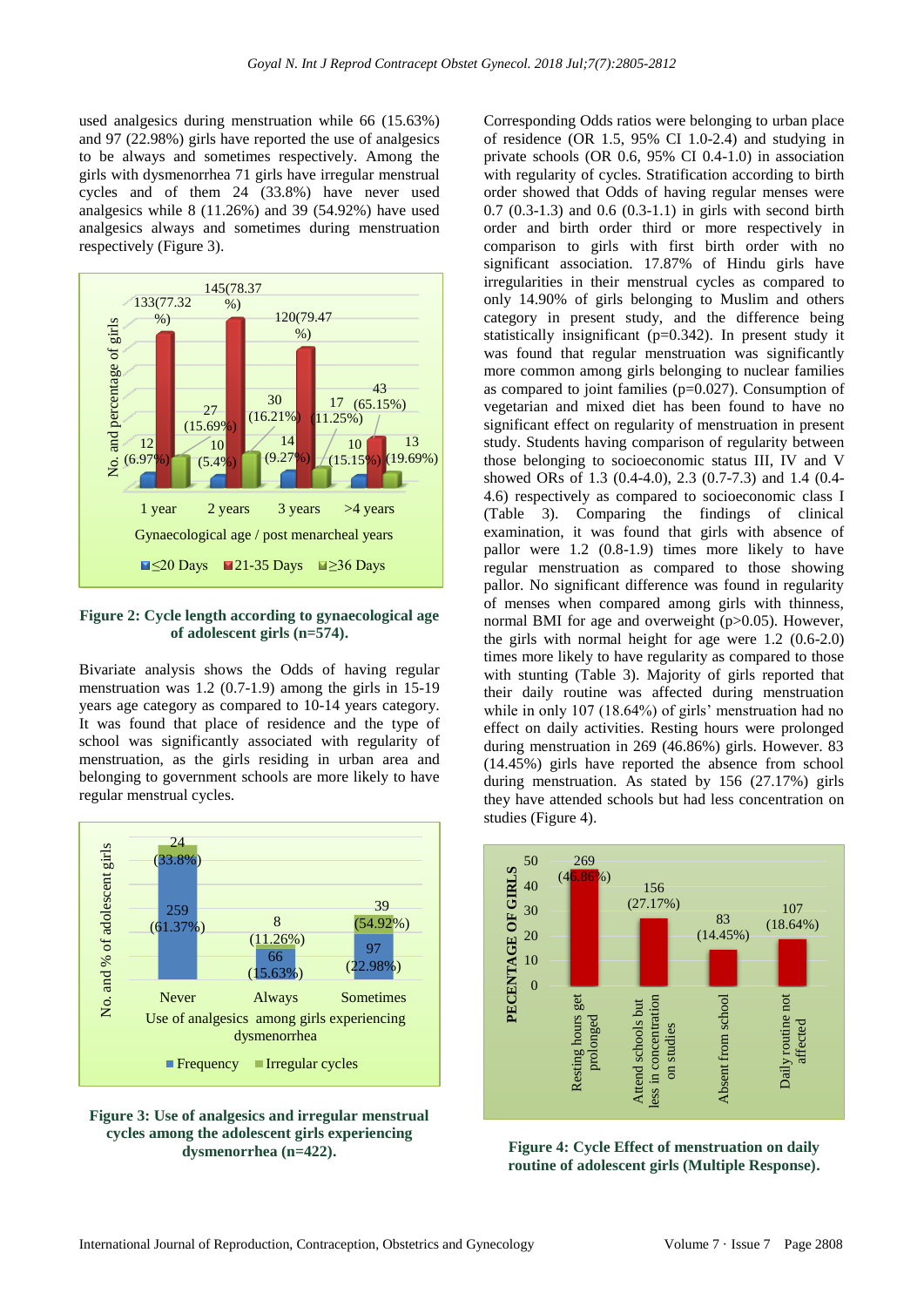used analgesics during menstruation while 66 (15.63%) and 97 (22.98%) girls have reported the use of analgesics to be always and sometimes respectively. Among the girls with dysmenorrhea 71 girls have irregular menstrual cycles and of them 24 (33.8%) have never used analgesics while 8 (11.26%) and 39 (54.92%) have used analgesics always and sometimes during menstruation respectively (Figure 3).

**Figure 2: Cycle length according to gynaecological age of adolescent girls (n=574).**

Bivariate analysis shows the Odds of having regular menstruation was 1.2 (0.7-1.9) among the girls in 15-19 years age category as compared to 10-14 years category. It was found that place of residence and the type of school was significantly associated with regularity of menstruation, as the girls residing in urban area and belonging to government schools are more likely to have regular menstrual cycles.

**Figure 3: Use of analgesics and irregular menstrual cycles among the adolescent girls experiencing dysmenorrhea (n=422).**

Corresponding Odds ratios were belonging to urban place of residence (OR 1.5, 95% CI 1.0-2.4) and studying in private schools (OR 0.6, 95% CI 0.4-1.0) in association with regularity of cycles. Stratification according to birth order showed that Odds of having regular menses were 0.7 (0.3-1.3) and 0.6 (0.3-1.1) in girls with second birth order and birth order third or more respectively in comparison to girls with first birth order with no significant association. 17.87% of Hindu girls have irregularities in their menstrual cycles as compared to only 14.90% of girls belonging to Muslim and others category in present study, and the difference being statistically insignificant (p=0.342). In present study it was found that regular menstruation was significantly more common among girls belonging to nuclear families as compared to joint families (p=0.027). Consumption of vegetarian and mixed diet has been found to have no significant effect on regularity of menstruation in present study. Students having comparison of regularity between those belonging to socioeconomic status III, IV and V showed ORs of 1.3 (0.4-4.0), 2.3 (0.7-7.3) and 1.4 (0.4-4.6) respectively as compared to socioeconomic class I (Table 3). Comparing the findings of clinical examination, it was found that girls with absence of pallor were 1.2 (0.8-1.9) times more likely to have regular menstruation as compared to those showing pallor. No significant difference was found in regularity of menses when compared among girls with thinness, normal BMI for age and overweight (p>0.05). However, the girls with normal height for age were 1.2 (0.6-2.0) times more likely to have regularity as compared to those with stunting (Table 3). Majority of girls reported that their daily routine was affected during menstruation while in only 107 (18.64%) of girls' menstruation had no effect on daily activities. Resting hours were prolonged during menstruation in 269 (46.86%) girls. However. 83 (14.45%) girls have reported the absence from school during menstruation. As stated by 156 (27.17%) girls they have attended schools but less concentration on studies (Figure 4).

**Figure 4: Cycle Effect of menstruation on daily routine of adolescent girls (Multiple Response).**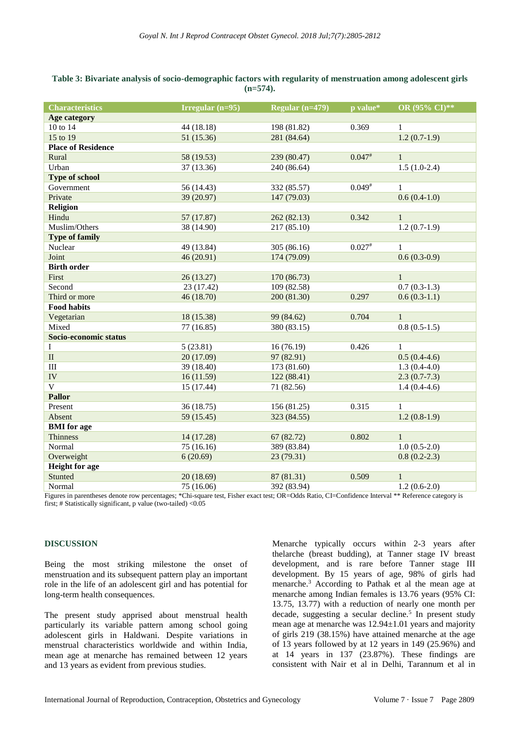**Table 3: Bivariate analysis of socio-demographic factors with regularity of menstruation among adolescent girls (n=574).**

| Characteristics | Irregular (n=95) | Regular (n=479) | p value* | OR (95% CI)** |
|---|---|---|---|---|
| **Age category** | | | | |
| 10 to 14 | 44 (18.18) | 198 (81.82) | 0.369 | 1 |
| 15 to 19 | 51 (15.36) | 281 (84.64) | | 1.2 (0.7-1.9) |
| **Place of Residence** | | | | |
| Rural | 58 (19.53) | 239 (80.47) | 0.047# | 1 |
| Urban | 37 (13.36) | 240 (86.64) | | 1.5 (1.0-2.4) |
| **Type of school** | | | | |
| Government | 56 (14.43) | 332 (85.57) | 0.049# | 1 |
| Private | 39 (20.97) | 147 (79.03) | | 0.6 (0.4-1.0) |
| **Religion** | | | | |
| Hindu | 57 (17.87) | 262 (82.13) | 0.342 | 1 |
| Muslim/Others | 38 (14.90) | 217 (85.10) | | 1.2 (0.7-1.9) |
| **Type of family** | | | | |
| Nuclear | 49 (13.84) | 305 (86.16) | 0.027# | 1 |
| Joint | 46 (20.91) | 174 (79.09) | | 0.6 (0.3-0.9) |
| **Birth order** | | | | |
| First | 26 (13.27) | 170 (86.73) | | 1 |
| Second | 23 (17.42) | 109 (82.58) | | 0.7 (0.3-1.3) |
| Third or more | 46 (18.70) | 200 (81.30) | 0.297 | 0.6 (0.3-1.1) |
| **Food habits** | | | | |
| Vegetarian | 18 (15.38) | 99 (84.62) | 0.704 | 1 |
| Mixed | 77 (16.85) | 380 (83.15) | | 0.8 (0.5-1.5) |
| **Socio-economic status** | | | | |
| I | 5 (23.81) | 16 (76.19) | 0.426 | 1 |
| II | 20 (17.09) | 97 (82.91) | | 0.5 (0.4-4.6) |
| III | 39 (18.40) | 173 (81.60) | | 1.3 (0.4-4.0) |
| IV | 16 (11.59) | 122 (88.41) | | 2.3 (0.7-7.3) |
| V | 15 (17.44) | 71 (82.56) | | 1.4 (0.4-4.6) |
| **Pallor** | | | | |
| Present | 36 (18.75) | 156 (81.25) | 0.315 | 1 |
| Absent | 59 (15.45) | 323 (84.55) | | 1.2 (0.8-1.9) |
| **BMI for age** | | | | |
| Thinness | 14 (17.28) | 67 (82.72) | 0.802 | 1 |
| Normal | 75 (16.16) | 389 (83.84) | | 1.0 (0.5-2.0) |
| Overweight | 6 (20.69) | 23 (79.31) | | 0.8 (0.2-2.3) |
| **Height for age** | | | | |
| Stunted | 20 (18.69) | 87 (81.31) | 0.509 | 1 |
| Normal | 75 (16.06) | 392 (83.94) | | 1.2 (0.6-2.0) |

Figures in parentheses denote row percentages; *Chi-square test, Fisher exact test; OR=Odds Ratio, CI=Confidence Interval ** Reference category is first; # Statistically significant, p value (two-tailed) <0.05

## DISCUSSION

Being the most striking milestone the onset of menstruation and its subsequent pattern play an important role in the life of an adolescent girl and has potential for long-term health consequences.

The present study apprised about menstrual health particularly its variable pattern among school going adolescent girls in Haldwani. Despite variations in menstrual characteristics worldwide and within India, mean age at menarche has remained between 12 years and 13 years as evident from previous studies.

Menarche typically occurs within 2-3 years after thelarche (breast budding), at Tanner stage IV breast development, and is rare before Tanner stage III development. By 15 years of age, 98% of girls had menarche.[3] According to Pathak et al the mean age at menarche among Indian females is 13.76 years (95% CI: 13.75, 13.77) with a reduction of nearly one month per decade, suggesting a secular decline.[5] In present study mean age at menarche was 12.94±1.01 years and majority of girls 219 (38.15%) have attained menarche at the age of 13 years followed by at 12 years in 149 (25.96%) and at 14 years in 137 (23.87%). These findings are consistent with Nair et al in Delhi, Tarannum et al in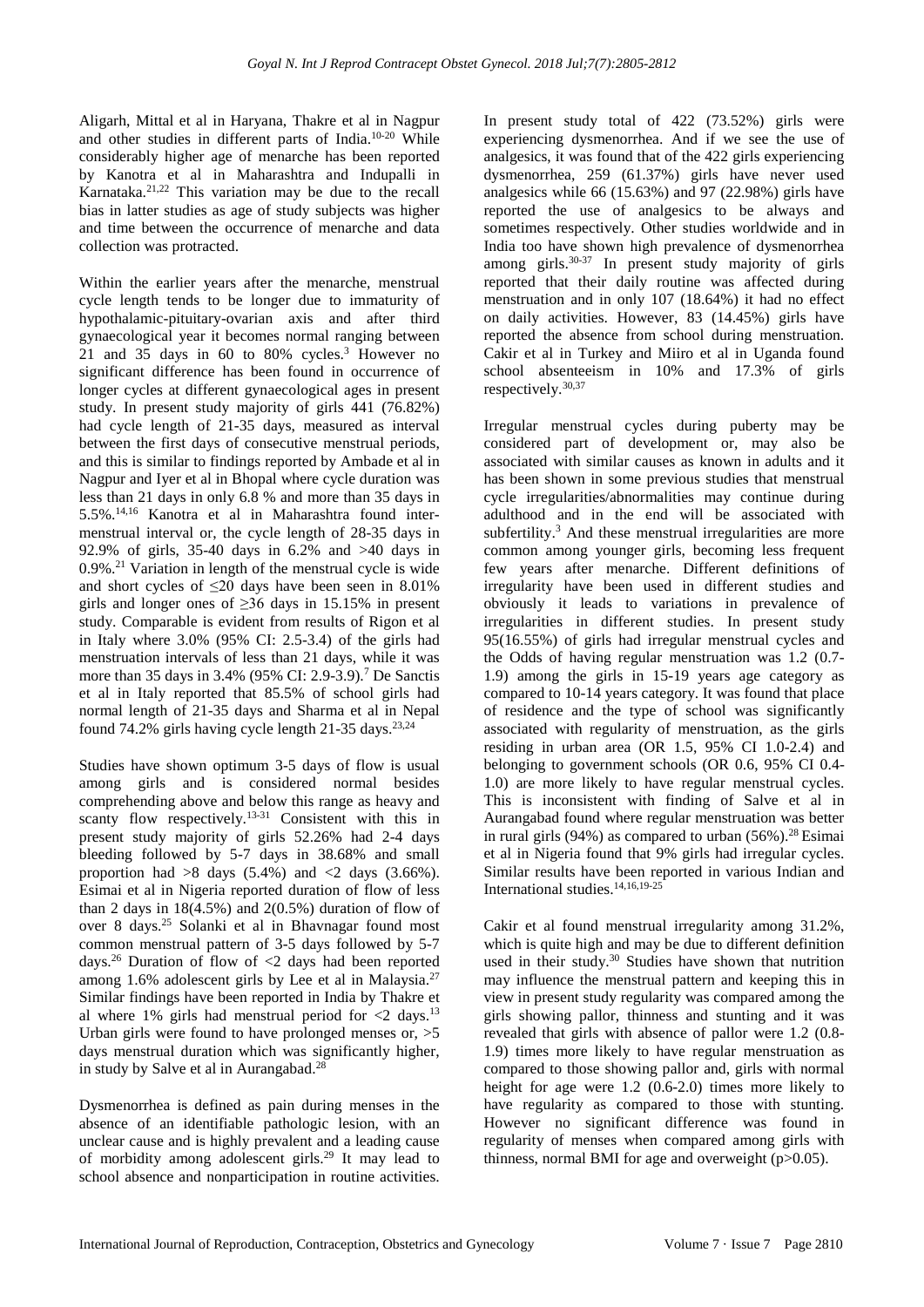Aligarh, Mittal et al in Haryana, Thakre et al in Nagpur and other studies in different parts of India.[10-20] While considerably higher age of menarche has been reported by Kanotra et al in Maharashtra and Indupalli in Karnataka.[21,22] This variation may be due to the recall bias in latter studies as age of study subjects was higher and time between the occurrence of menarche and data collection was protracted.

Within the earlier years after the menarche, menstrual cycle length tends to be longer due to immaturity of hypothalamic-pituitary-ovarian axis and after third gynaecological year it becomes normal ranging between 21 and 35 days in 60 to 80% cycles.[3] However no significant difference has been found in occurrence of longer cycles at different gynaecological ages in present study. In present study majority of girls 441 (76.82%) had cycle length of 21-35 days, measured as interval between the first days of consecutive menstrual periods, and this is similar to findings reported by Ambade et al in Nagpur and Iyer et al in Bhopal where cycle duration was less than 21 days in only 6.8 % and more than 35 days in 5.5%.[14,16] Kanotra et al in Maharashtra found inter-menstrual interval or, the cycle length of 28-35 days in 92.9% of girls, 35-40 days in 6.2% and >40 days in 0.9%.[21] Variation in length of the menstrual cycle is wide and short cycles of ≤20 days have been seen in 8.01% girls and longer ones of ≥36 days in 15.15% in present study. Comparable is evident from results of Rigon et al in Italy where 3.0% (95% CI: 2.5-3.4) of the girls had menstruation intervals of less than 21 days, while it was more than 35 days in 3.4% (95% CI: 2.9-3.9).[7] De Sanctis et al in Italy reported that 85.5% of school girls had normal length of 21-35 days and Sharma et al in Nepal found 74.2% girls having cycle length 21-35 days.[23,24]

Studies have shown optimum 3-5 days of flow is usual among girls and is considered normal besides comprehending above and below this range as heavy and scanty flow respectively.[13-31] Consistent with this in present study majority of girls 52.26% had 2-4 days bleeding followed by 5-7 days in 38.68% and small proportion had >8 days (5.4%) and <2 days (3.66%). Esimai et al in Nigeria reported duration of flow of less than 2 days in 18(4.5%) and 2(0.5%) duration of flow of over 8 days.[25] Solanki et al in Bhavnagar found most common menstrual pattern of 3-5 days followed by 5-7 days.[26] Duration of flow of <2 days had been reported among 1.6% adolescent girls by Lee et al in Malaysia.[27] Similar findings have been reported in India by Thakre et al where 1% girls had menstrual period for <2 days.[13] Urban girls were found to have prolonged menses or, >5 days menstrual duration which was significantly higher, in study by Salve et al in Aurangabad.[28]

Dysmenorrhea is defined as pain during menses in the absence of an identifiable pathologic lesion, with an unclear cause and is highly prevalent and a leading cause of morbidity among adolescent girls.[29] It may lead to school absence and nonparticipation in routine activities. In present study total of 422 (73.52%) girls were experiencing dysmenorrhea. And if we see the use of analgesics, it was found that of the 422 girls experiencing dysmenorrhea, 259 (61.37%) girls have never used analgesics while 66 (15.63%) and 97 (22.98%) girls have reported the use of analgesics to be always and sometimes respectively. Other studies worldwide and in India too have shown high prevalence of dysmenorrhea among girls.[30-37] In present study majority of girls reported that their daily routine was affected during menstruation and in only 107 (18.64%) it had no effect on daily activities. However, 83 (14.45%) girls have reported the absence from school during menstruation. Cakir et al in Turkey and Miiro et al in Uganda found school absenteeism in 10% and 17.3% of girls respectively.[30,37]

Irregular menstrual cycles during puberty may be considered part of development or, may also be associated with similar causes as known in adults and it has been shown in some previous studies that menstrual cycle irregularities/abnormalities may continue during adulthood and in the end will be associated with subfertility.[3] And these menstrual irregularities are more common among younger girls, becoming less frequent few years after menarche. Different definitions of irregularity have been used in different studies and obviously it leads to variations in prevalence of irregularities in different studies. In present study 95(16.55%) of girls had irregular menstrual cycles and the Odds of having regular menstruation was 1.2 (0.7-1.9) among the girls in 15-19 years age category as compared to 10-14 years category. It was found that place of residence and the type of school was significantly associated with regularity of menstruation, as the girls residing in urban area (OR 1.5, 95% CI 1.0-2.4) and belonging to government schools (OR 0.6, 95% CI 0.4-1.0) are more likely to have regular menstrual cycles. This is inconsistent with finding of Salve et al in Aurangabad found where regular menstruation was better in rural girls (94%) as compared to urban (56%).[28] Esimai et al in Nigeria found that 9% girls had irregular cycles. Similar results have been reported in various Indian and International studies.[14,16,19-25]

Cakir et al found menstrual irregularity among 31.2%, which is quite high and may be due to different definition used in their study.[30] Studies have shown that nutrition may influence the menstrual pattern and keeping this in view in present study regularity was compared among the girls showing pallor, thinness and stunting and it was revealed that girls with absence of pallor were 1.2 (0.8-1.9) times more likely to have regular menstruation as compared to those showing pallor and, girls with normal height for age were 1.2 (0.6-2.0) times more likely to have regularity as compared to those with stunting. However no significant difference was found in regularity of menses when compared among girls with thinness, normal BMI for age and overweight ($p>0.05$).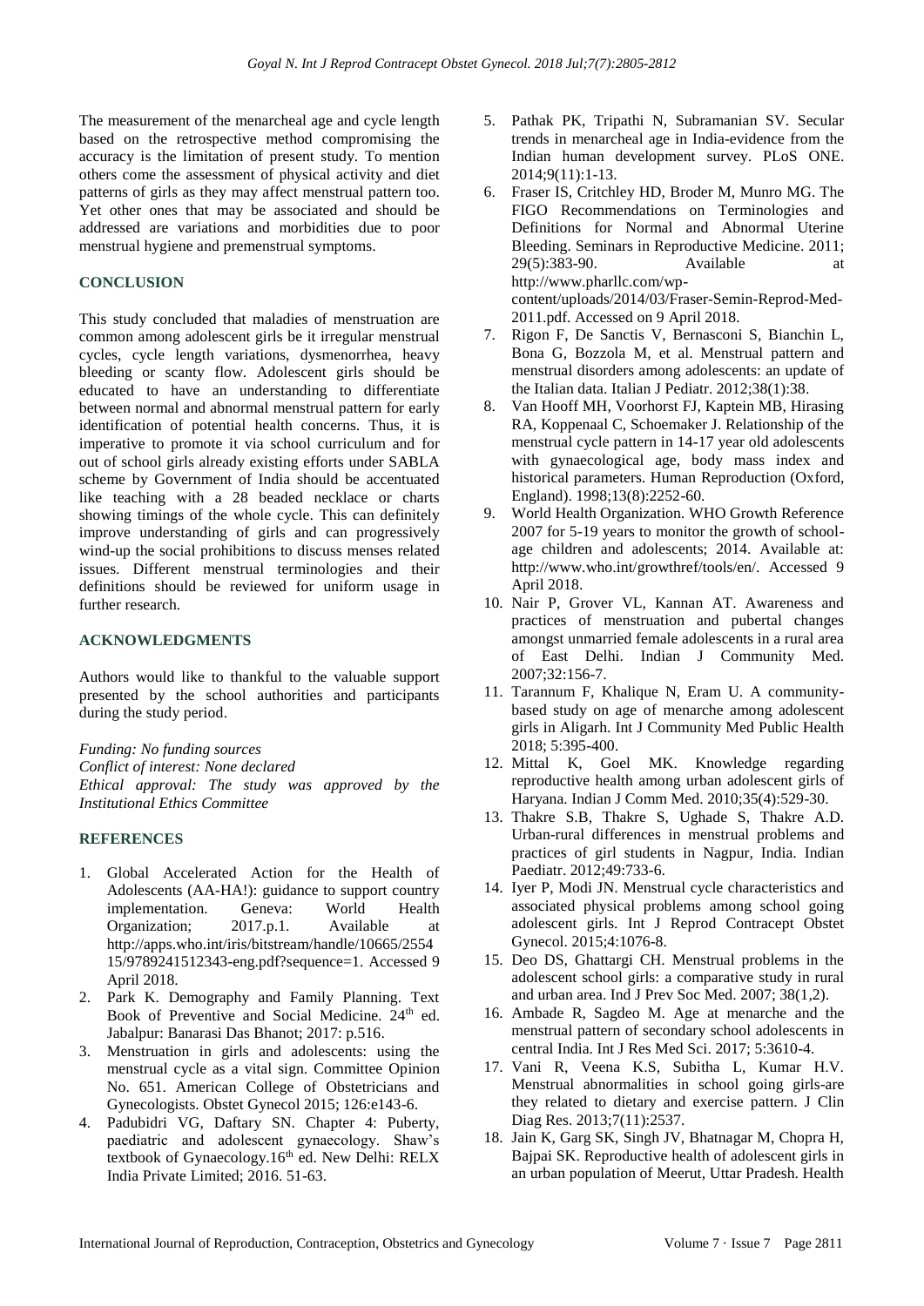The measurement of the menarcheal age and cycle length based on the retrospective method compromising the accuracy is the limitation of present study. To mention others come the assessment of physical activity and diet patterns of girls as they may affect menstrual pattern too. Yet other ones that may be associated and should be addressed are variations and morbidities due to poor menstrual hygiene and premenstrual symptoms.

## CONCLUSION

This study concluded that maladies of menstruation are common among adolescent girls be it irregular menstrual cycles, cycle length variations, dysmenorrhea, heavy bleeding or scanty flow. Adolescent girls should be educated to have an understanding to differentiate between normal and abnormal menstrual pattern for early identification of potential health concerns. Thus, it is imperative to promote it via school curriculum and for out of school girls already existing efforts under SABLA scheme by Government of India should be accentuated like teaching with a 28 beaded necklace or charts showing timings of the whole cycle. This can definitely improve understanding of girls and can progressively wind-up the social prohibitions to discuss menses related issues. Different menstrual terminologies and their definitions should be reviewed for uniform usage in further research.

## ACKNOWLEDGMENTS

Authors would like to thankful to the valuable support presented by the school authorities and participants during the study period.

*Funding: No funding sources*
*Conflict of interest: None declared*
*Ethical approval: The study was approved by the Institutional Ethics Committee*

## REFERENCES

1. Global Accelerated Action for the Health of Adolescents (AA-HA!): guidance to support country implementation. Geneva: World Health Organization; 2017.p.1. Available at http://apps.who.int/iris/bitstream/handle/10665/255415/9789241512343-eng.pdf?sequence=1. Accessed 9 April 2018.
2. Park K. Demography and Family Planning. Text Book of Preventive and Social Medicine. 24th ed. Jabalpur: Banarasi Das Bhanot; 2017: p.516.
3. Menstruation in girls and adolescents: using the menstrual cycle as a vital sign. Committee Opinion No. 651. American College of Obstetricians and Gynecologists. Obstet Gynecol 2015; 126:e143-6.
4. Padubidri VG, Daftary SN. Chapter 4: Puberty, paediatric and adolescent gynaecology. Shaw's textbook of Gynaecology.16th ed. New Delhi: RELX India Private Limited; 2016. 51-63.
5. Pathak PK, Tripathi N, Subramanian SV. Secular trends in menarcheal age in India-evidence from the Indian human development survey. PLoS ONE. 2014;9(11):1-13.
6. Fraser IS, Critchley HD, Broder M, Munro MG. The FIGO Recommendations on Terminologies and Definitions for Normal and Abnormal Uterine Bleeding. Seminars in Reproductive Medicine. 2011; 29(5):383-90. Available at http://www.pharllc.com/wp-content/uploads/2014/03/Fraser-Semin-Reprod-Med-2011.pdf. Accessed on 9 April 2018.
7. Rigon F, De Sanctis V, Bernasconi S, Bianchin L, Bona G, Bozzola M, et al. Menstrual pattern and menstrual disorders among adolescents: an update of the Italian data. Italian J Pediatr. 2012;38(1):38.
8. Van Hooff MH, Voorhorst FJ, Kaptein MB, Hirasing RA, Koppenaal C, Schoemaker J. Relationship of the menstrual cycle pattern in 14-17 year old adolescents with gynaecological age, body mass index and historical parameters. Human Reproduction (Oxford, England). 1998;13(8):2252-60.
9. World Health Organization. WHO Growth Reference 2007 for 5-19 years to monitor the growth of school-age children and adolescents; 2014. Available at: http://www.who.int/growthref/tools/en/. Accessed 9 April 2018.
10. Nair P, Grover VL, Kannan AT. Awareness and practices of menstruation and pubertal changes amongst unmarried female adolescents in a rural area of East Delhi. Indian J Community Med. 2007;32:156-7.
11. Tarannum F, Khalique N, Eram U. A community-based study on age of menarche among adolescent girls in Aligarh. Int J Community Med Public Health 2018; 5:395-400.
12. Mittal K, Goel MK. Knowledge regarding reproductive health among urban adolescent girls of Haryana. Indian J Comm Med. 2010;35(4):529-30.
13. Thakre S.B, Thakre S, Ughade S, Thakre A.D. Urban-rural differences in menstrual problems and practices of girl students in Nagpur, India. Indian Paediatr. 2012;49:733-6.
14. Iyer P, Modi JN. Menstrual cycle characteristics and associated physical problems among school going adolescent girls. Int J Reprod Contracept Obstet Gynecol. 2015;4:1076-8.
15. Deo DS, Ghattargi CH. Menstrual problems in the adolescent school girls: a comparative study in rural and urban area. Ind J Prev Soc Med. 2007; 38(1,2).
16. Ambade R, Sagdeo M. Age at menarche and the menstrual pattern of secondary school adolescents in central India. Int J Res Med Sci. 2017; 5:3610-4.
17. Vani R, Veena K.S, Subitha L, Kumar H.V. Menstrual abnormalities in school going girls-are they related to dietary and exercise pattern. J Clin Diag Res. 2013;7(11):2537.
18. Jain K, Garg SK, Singh JV, Bhatnagar M, Chopra H, Bajpai SK. Reproductive health of adolescent girls in an urban population of Meerut, Uttar Pradesh. Health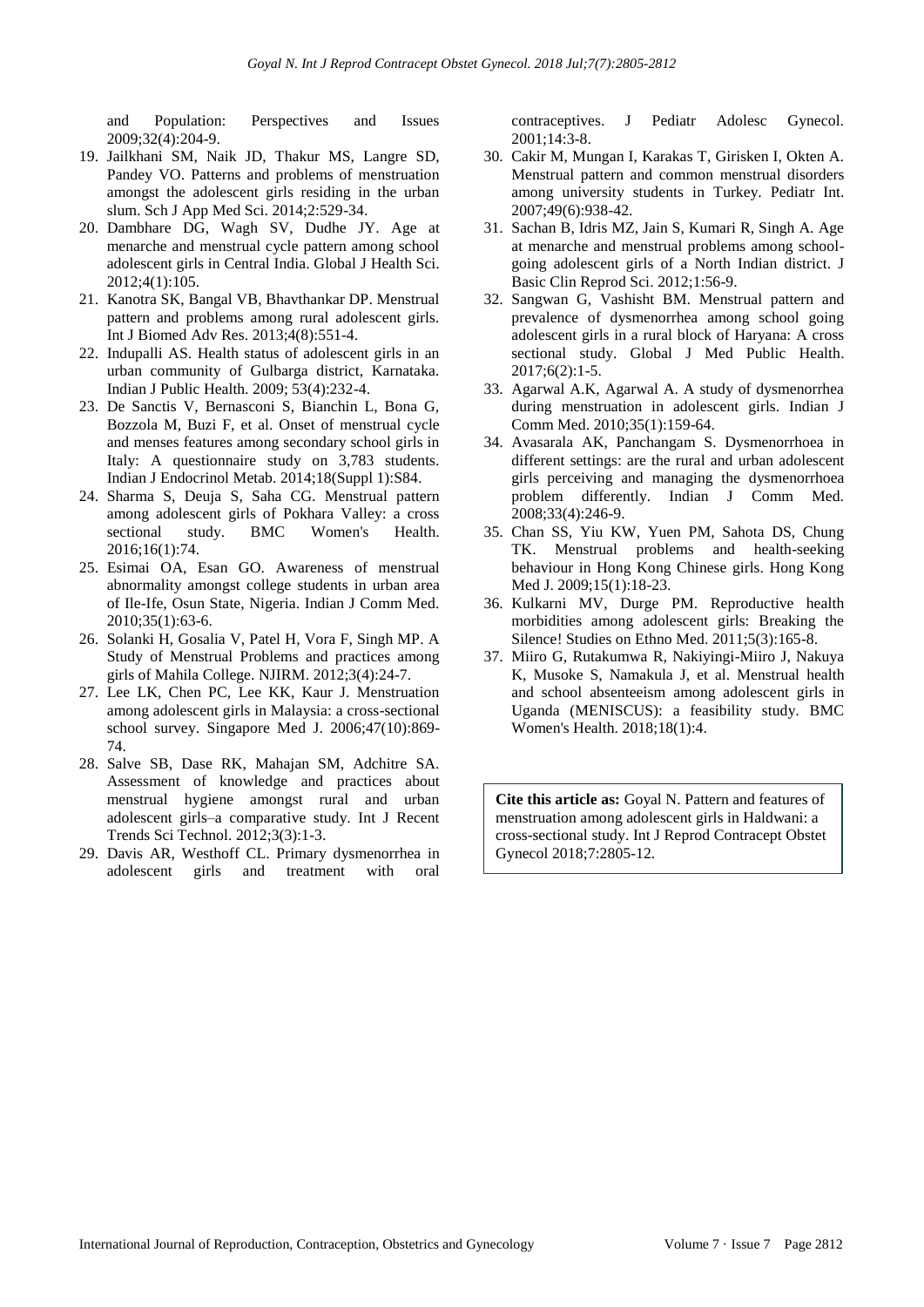and Population: Perspectives and Issues 2009;32(4):204-9.

19. Jailkhani SM, Naik JD, Thakur MS, Langre SD, Pandey VO. Patterns and problems of menstruation amongst the adolescent girls residing in the urban slum. Sch J App Med Sci. 2014;2:529-34.
20. Dambhare DG, Wagh SV, Dudhe JY. Age at menarche and menstrual cycle pattern among school adolescent girls in Central India. Global J Health Sci. 2012;4(1):105.
21. Kanotra SK, Bangal VB, Bhavthankar DP. Menstrual pattern and problems among rural adolescent girls. Int J Biomed Adv Res. 2013;4(8):551-4.
22. Indupalli AS. Health status of adolescent girls in an urban community of Gulbarga district, Karnataka. Indian J Public Health. 2009; 53(4):232-4.
23. De Sanctis V, Bernasconi S, Bianchin L, Bona G, Bozzola M, Buzi F, et al. Onset of menstrual cycle and menses features among secondary school girls in Italy: A questionnaire study on 3,783 students. Indian J Endocrinol Metab. 2014;18(Suppl 1):S84.
24. Sharma S, Deuja S, Saha CG. Menstrual pattern among adolescent girls of Pokhara Valley: a cross sectional study. BMC Women's Health. 2016;16(1):74.
25. Esimai OA, Esan GO. Awareness of menstrual abnormality amongst college students in urban area of Ile-Ife, Osun State, Nigeria. Indian J Comm Med. 2010;35(1):63-6.
26. Solanki H, Gosalia V, Patel H, Vora F, Singh MP. A Study of Menstrual Problems and practices among girls of Mahila College. NJIRM. 2012;3(4):24-7.
27. Lee LK, Chen PC, Lee KK, Kaur J. Menstruation among adolescent girls in Malaysia: a cross-sectional school survey. Singapore Med J. 2006;47(10):869-74.
28. Salve SB, Dase RK, Mahajan SM, Adchitre SA. Assessment of knowledge and practices about menstrual hygiene amongst rural and urban adolescent girls–a comparative study. Int J Recent Trends Sci Technol. 2012;3(3):1-3.
29. Davis AR, Westhoff CL. Primary dysmenorrhea in adolescent girls and treatment with oral contraceptives. J Pediatr Adolesc Gynecol. 2001;14:3-8.
30. Cakir M, Mungan I, Karakas T, Girisken I, Okten A. Menstrual pattern and common menstrual disorders among university students in Turkey. Pediatr Int. 2007;49(6):938-42.
31. Sachan B, Idris MZ, Jain S, Kumari R, Singh A. Age at menarche and menstrual problems among school-going adolescent girls of a North Indian district. J Basic Clin Reprod Sci. 2012;1:56-9.
32. Sangwan G, Vashisht BM. Menstrual pattern and prevalence of dysmenorrhea among school going adolescent girls in a rural block of Haryana: A cross sectional study. Global J Med Public Health. 2017;6(2):1-5.
33. Agarwal A.K, Agarwal A. A study of dysmenorrhea during menstruation in adolescent girls. Indian J Comm Med. 2010;35(1):159-64.
34. Avasarala AK, Panchangam S. Dysmenorrhoea in different settings: are the rural and urban adolescent girls perceiving and managing the dysmenorrhoea problem differently. Indian J Comm Med. 2008;33(4):246-9.
35. Chan SS, Yiu KW, Yuen PM, Sahota DS, Chung TK. Menstrual problems and health-seeking behaviour in Hong Kong Chinese girls. Hong Kong Med J. 2009;15(1):18-23.
36. Kulkarni MV, Durge PM. Reproductive health morbidities among adolescent girls: Breaking the Silence! Studies on Ethno Med. 2011;5(3):165-8.
37. Miiro G, Rutakumwa R, Nakiyingi-Miiro J, Nakuya K, Musoke S, Namakula J, et al. Menstrual health and school absenteeism among adolescent girls in Uganda (MENISCUS): a feasibility study. BMC Women's Health. 2018;18(1):4.

**Cite this article as:** Goyal N. Pattern and features of menstruation among adolescent girls in Haldwani: a cross-sectional study. Int J Reprod Contracept Obstet Gynecol 2018;7:2805-12.